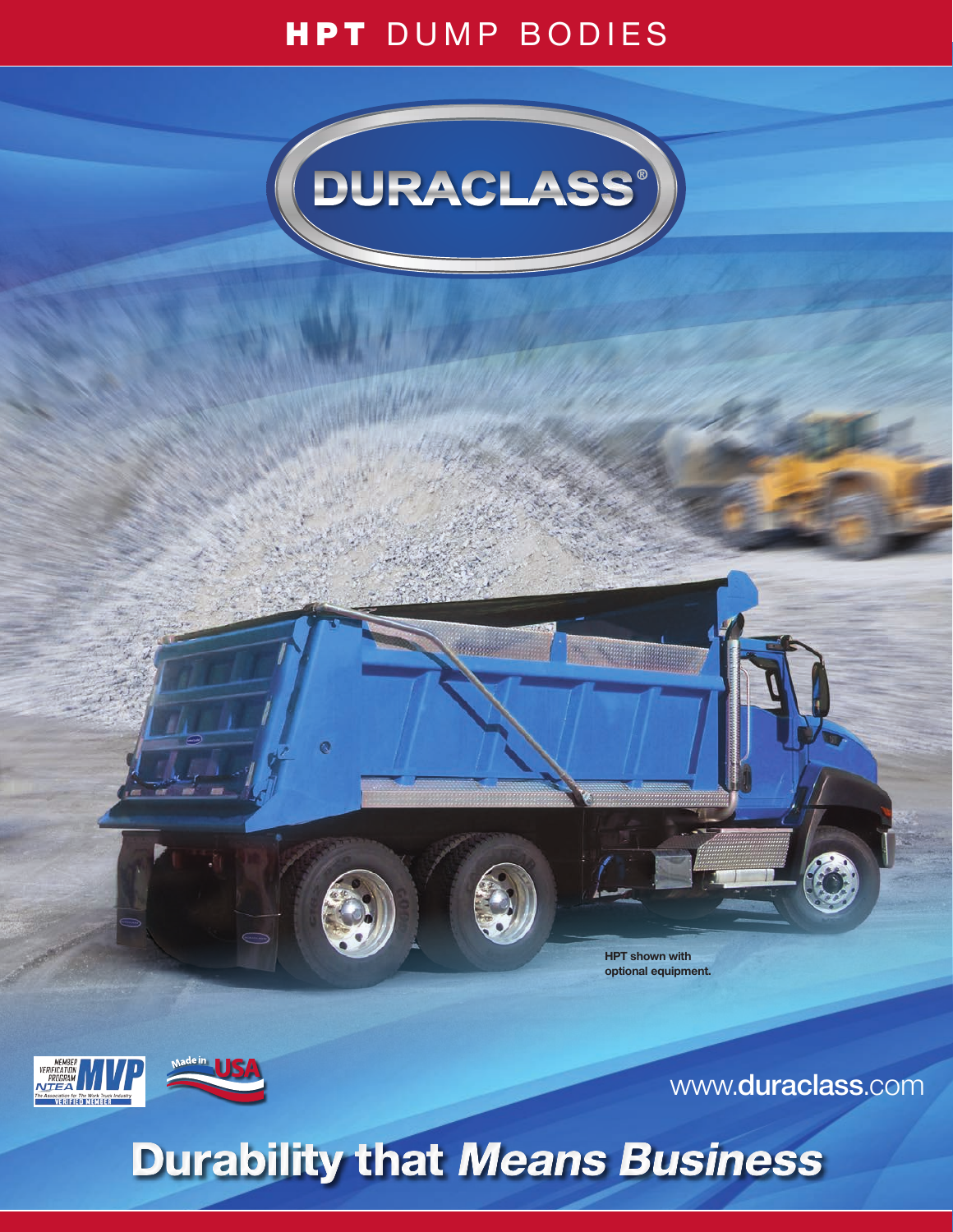# HPT DUMP BODIES

DURACLASS®

HPT shown with optional equipment.

www.duraclass.com

## Durability that *Means Business*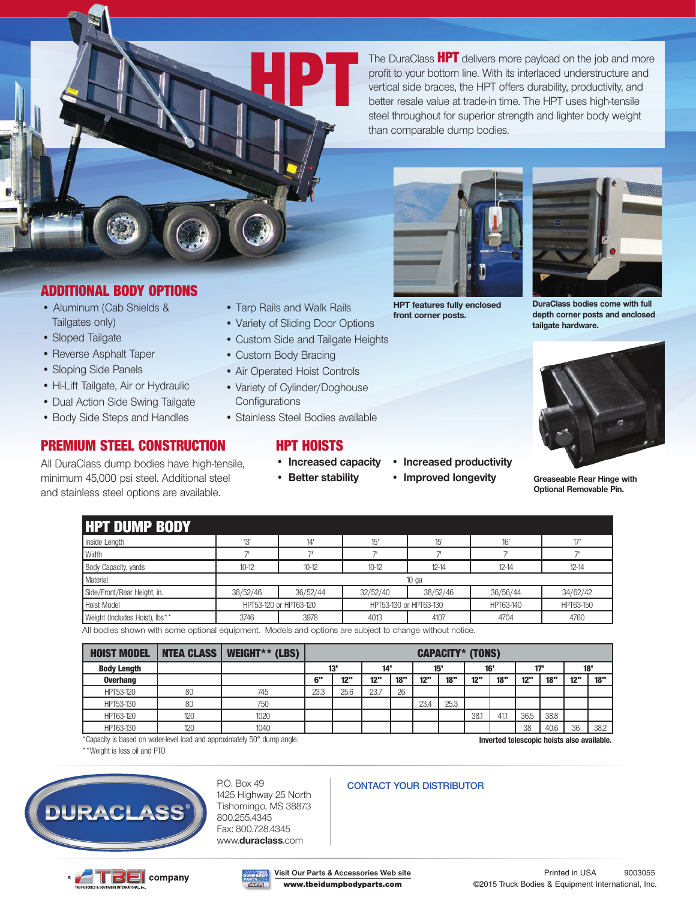# HPT

The DuraClass **HPT** delivers more payload on the job and more profit to your bottom line. With its interlaced understructure and vertical side braces, the HPT offers durability, productivity, and better resale value at trade-in time. The HPT uses high-tensile steel throughout for superior strength and lighter body weight than comparable dump bodies.

**HPT features fully enclosed front corner posts.**

**DuraClass bodies come with full depth corner posts and enclosed tailgate hardware.**

**Greaseable Rear Hinge with Optional Removable Pin.**

## ADDITIONAL BODY OPTIONS

- Aluminum (Cab Shields & Tailgates only)
- Sloped Tailgate
- Reverse Asphalt Taper
- Sloping Side Panels
- Hi-Lift Tailgate, Air or Hydraulic
- Dual Action Side Swing Tailgate
- Body Side Steps and Handles
- Tarp Rails and Walk Rails
- Variety of Sliding Door Options
- Custom Side and Tailgate Heights
- Custom Body Bracing
- Air Operated Hoist Controls
- Variety of Cylinder/Doghouse Configurations
- Stainless Steel Bodies available

## PREMIUM STEEL CONSTRUCTION

All DuraClass dump bodies have high-tensile, minimum 45,000 psi steel. Additional steel and stainless steel options are available.

## HPT HOISTS

- **Increased capacity**
- **Better stability**
- **Increased productivity**
- **Improved longevity**

## HPT DUMP BODY

| | | | | | | |
|---|---|---|---|---|---|---|
| Inside Length | 13' | 14' | 15' | 15' | 16' | 17' |
| Width | 7' | 7' | 7' | 7' | 7' | 7' |
| Body Capacity, yards | 10-12 | 10-12 | 10-12 | 12-14 | 12-14 | 12-14 |
| Material | 10 ga | | | | | |
| Side/Front/Rear Height, in. | 38/52/46 | 36/52/44 | 32/52/40 | 38/52/46 | 36/56/44 | 34/62/42 |
| Hoist Model | HPT53-120 or HPT63-120 | | HPT53-130 or HPT63-130 | | HPT63-140 | HPT63-150 |
| Weight (Includes Hoist), lbs** | 3746 | 3978 | 4013 | 4107 | 4704 | 4760 |

All bodies shown with some optional equipment. Models and options are subject to change without notice.

| HOIST MODEL | NTEA CLASS | WEIGHT** (LBS) | CAPACITY* (TONS) | | | | | | | | | | | |
|---|---|---|---|---|---|---|---|---|---|---|---|---|---|---|
| Body Length | | | 13' | | 14' | | 15' | | 16' | | 17' | | 18' | |
| Overhang | | | 6" | 12" | 12" | 18" | 12" | 18" | 12" | 18" | 12" | 18" | 12" | 18" |
| HPT53-120 | 80 | 745 | 23.3 | 25.6 | 23.7 | 26 | | | | | | | | |
| HPT53-130 | 80 | 750 | | | | | 23.4 | 25.3 | | | | | | |
| HPT63-120 | 120 | 1020 | | | | | | | 38.1 | 41.1 | 36.5 | 38.8 | | |
| HPT63-130 | 120 | 1040 | | | | | | | | | 38 | 40.6 | 36 | 38.2 |

*Capacity is based on water-level load and approximately 50° dump angle.
**Weight is less oil and PTO

**Inverted telescopic hoists also available.**

DURACLASS®

P.O. Box 49
1425 Highway 25 North
Tishomingo, MS 38873
800.255.4345
Fax: 800.728.4345
www.**duraclass**.com

CONTACT YOUR DISTRIBUTOR

a TBEI company

Visit Our Parts & Accessories Web site
**www.tbeidumpbodyparts.com**

Printed in USA 9003055
©2015 Truck Bodies & Equipment International, Inc.